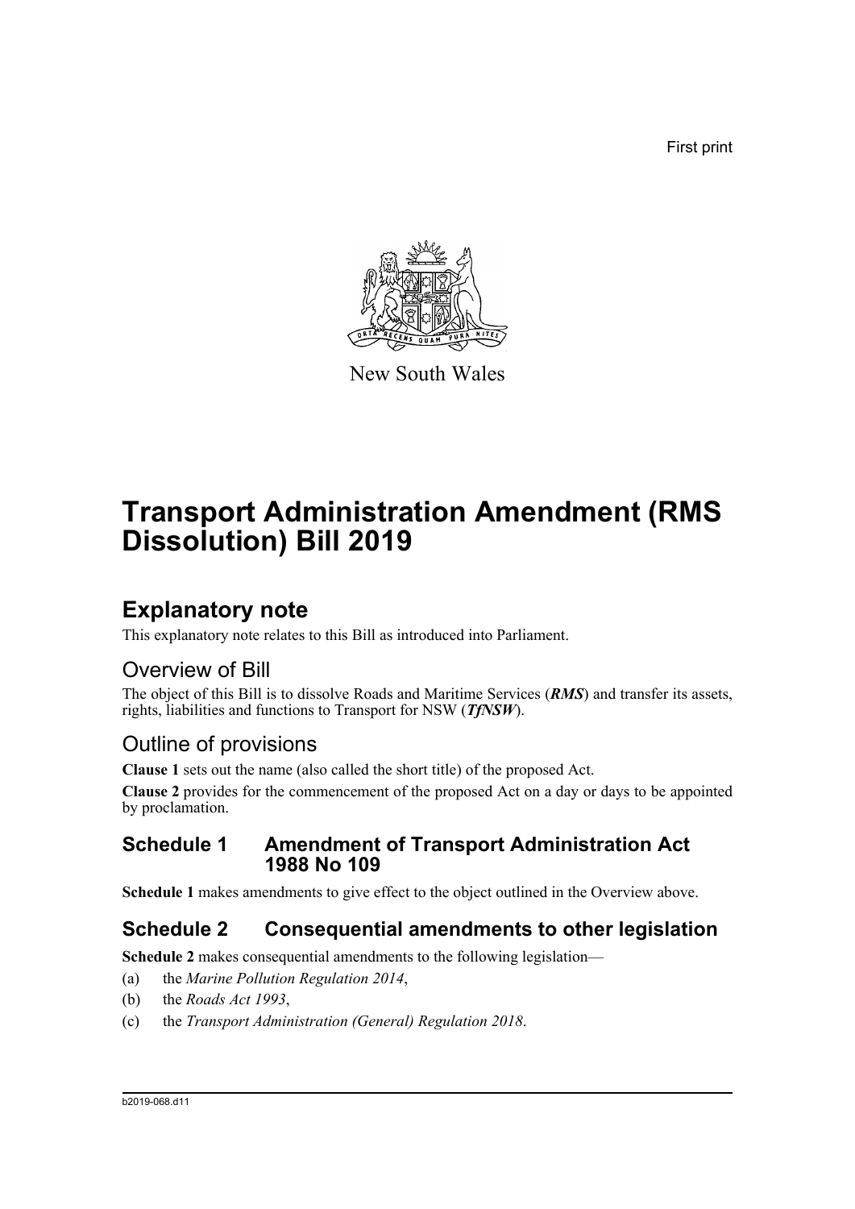First print

New South Wales

# Transport Administration Amendment (RMS Dissolution) Bill 2019

## Explanatory note

This explanatory note relates to this Bill as introduced into Parliament.

### Overview of Bill

The object of this Bill is to dissolve Roads and Maritime Services (***RMS***) and transfer its assets, rights, liabilities and functions to Transport for NSW (***TfNSW***).

### Outline of provisions

**Clause 1** sets out the name (also called the short title) of the proposed Act.

**Clause 2** provides for the commencement of the proposed Act on a day or days to be appointed by proclamation.

### Schedule 1 Amendment of Transport Administration Act 1988 No 109

**Schedule 1** makes amendments to give effect to the object outlined in the Overview above.

### Schedule 2 Consequential amendments to other legislation

**Schedule 2** makes consequential amendments to the following legislation—

(a) the *Marine Pollution Regulation 2014*,

(b) the *Roads Act 1993*,

(c) the *Transport Administration (General) Regulation 2018*.

b2019-068.d11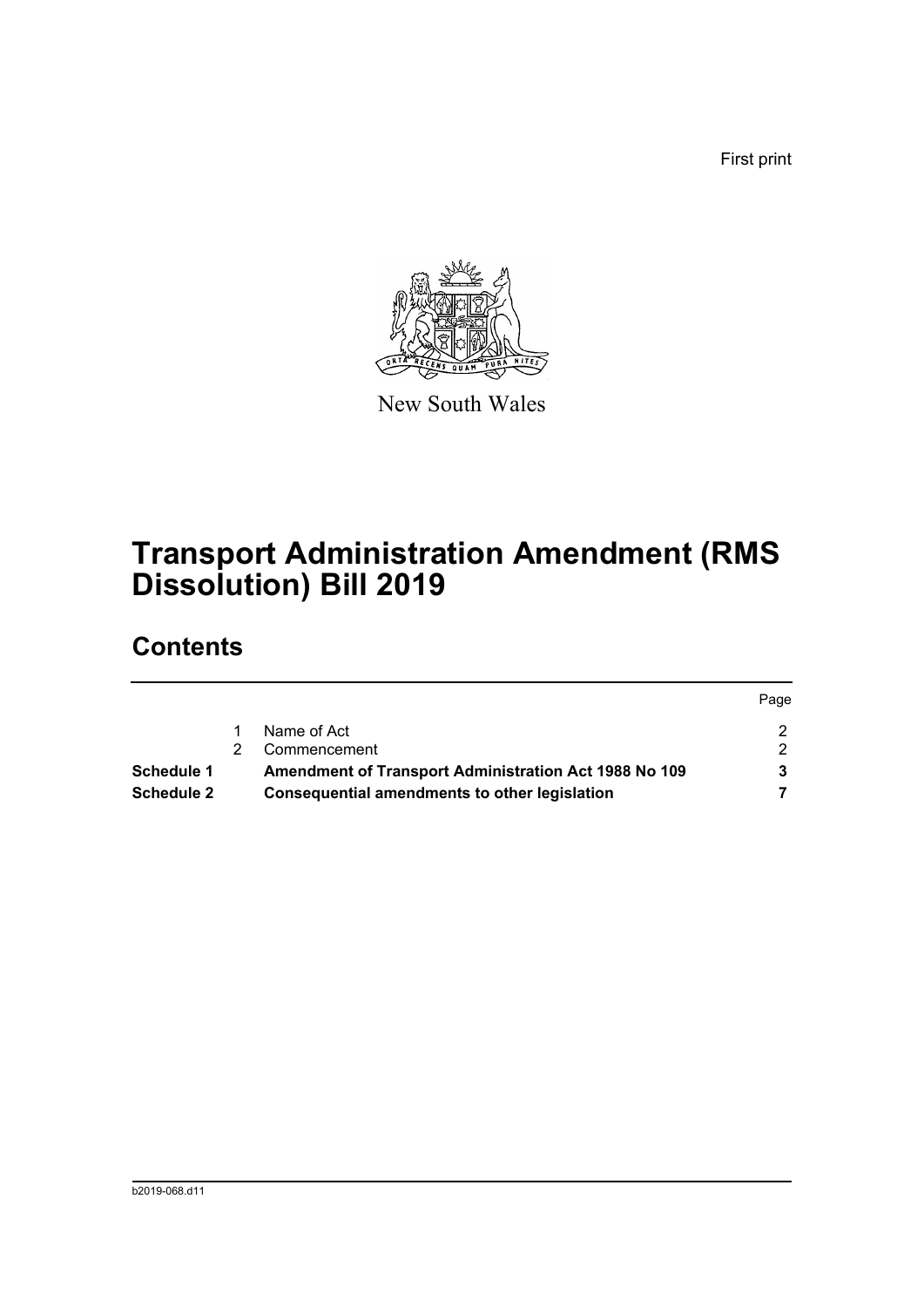First print

New South Wales

# Transport Administration Amendment (RMS Dissolution) Bill 2019

## Contents

| | | | Page |
|---|---|---|---|
| | 1 | Name of Act | 2 |
| | 2 | Commencement | 2 |
| **Schedule 1** | | **Amendment of Transport Administration Act 1988 No 109** | **3** |
| **Schedule 2** | | **Consequential amendments to other legislation** | **7** |

b2019-068.d11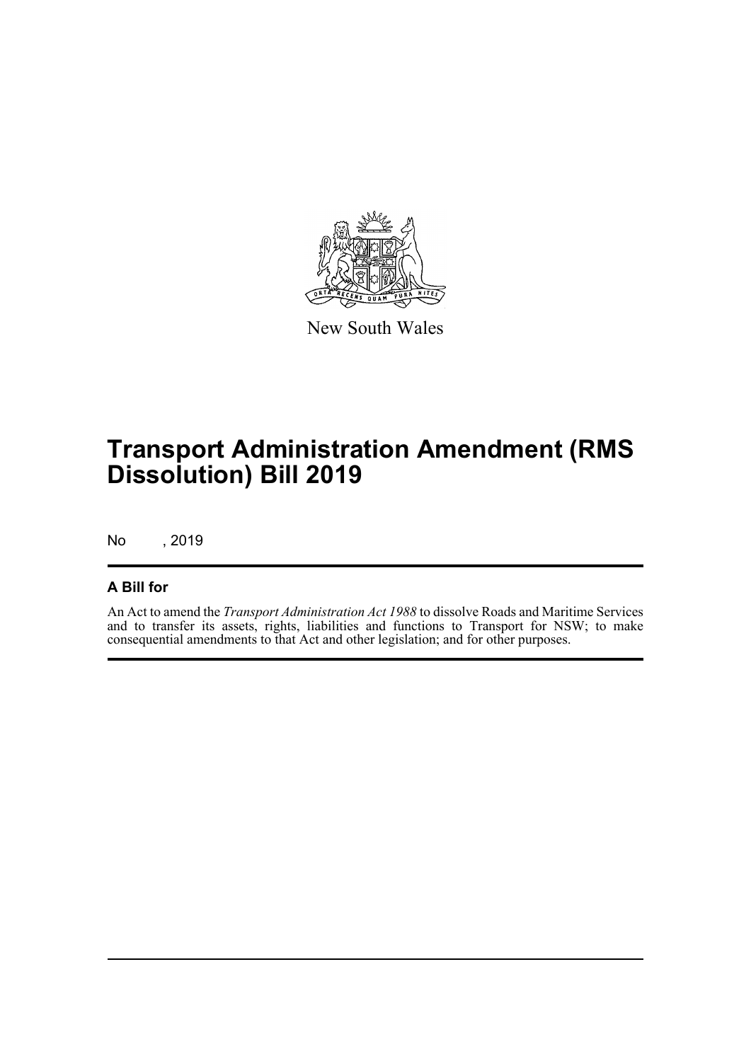New South Wales

# Transport Administration Amendment (RMS Dissolution) Bill 2019

No , 2019

## A Bill for

An Act to amend the *Transport Administration Act 1988* to dissolve Roads and Maritime Services and to transfer its assets, rights, liabilities and functions to Transport for NSW; to make consequential amendments to that Act and other legislation; and for other purposes.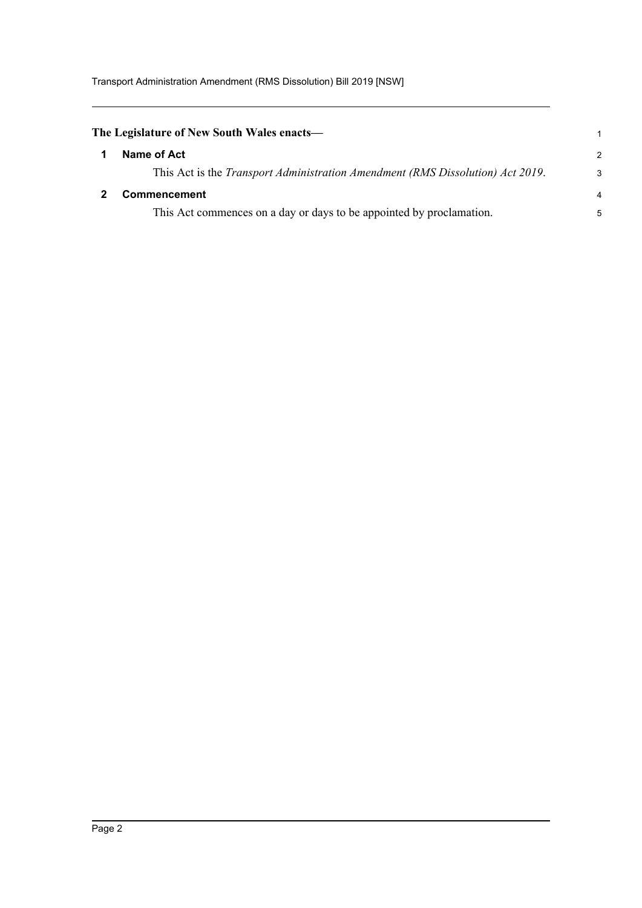**The Legislature of New South Wales enacts—**

## 1 Name of Act

This Act is the *Transport Administration Amendment (RMS Dissolution) Act 2019*.

## 2 Commencement

This Act commences on a day or days to be appointed by proclamation.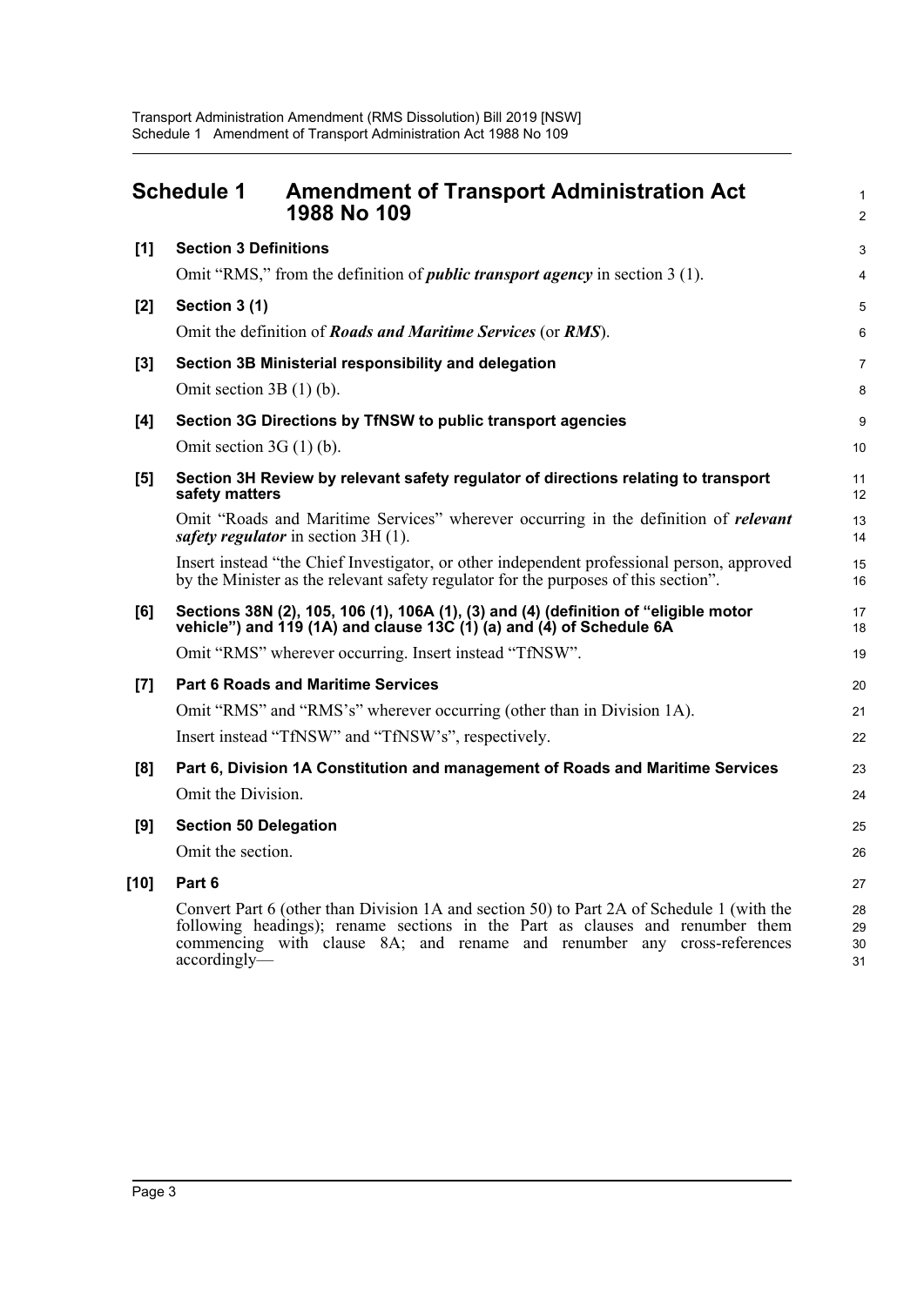## Schedule 1 Amendment of Transport Administration Act 1988 No 109

**[1] Section 3 Definitions**

Omit "RMS," from the definition of ***public transport agency*** in section 3 (1).

**[2] Section 3 (1)**

Omit the definition of ***Roads and Maritime Services*** (or ***RMS***).

**[3] Section 3B Ministerial responsibility and delegation**

Omit section 3B (1) (b).

**[4] Section 3G Directions by TfNSW to public transport agencies**

Omit section 3G (1) (b).

**[5] Section 3H Review by relevant safety regulator of directions relating to transport safety matters**

Omit "Roads and Maritime Services" wherever occurring in the definition of ***relevant safety regulator*** in section 3H (1).

Insert instead "the Chief Investigator, or other independent professional person, approved by the Minister as the relevant safety regulator for the purposes of this section".

**[6] Sections 38N (2), 105, 106 (1), 106A (1), (3) and (4) (definition of "eligible motor vehicle") and 119 (1A) and clause 13C (1) (a) and (4) of Schedule 6A**

Omit "RMS" wherever occurring. Insert instead "TfNSW".

**[7] Part 6 Roads and Maritime Services**

Omit "RMS" and "RMS's" wherever occurring (other than in Division 1A).

Insert instead "TfNSW" and "TfNSW's", respectively.

**[8] Part 6, Division 1A Constitution and management of Roads and Maritime Services**

Omit the Division.

**[9] Section 50 Delegation**

Omit the section.

**[10] Part 6**

Convert Part 6 (other than Division 1A and section 50) to Part 2A of Schedule 1 (with the following headings); rename sections in the Part as clauses and renumber them commencing with clause 8A; and rename and renumber any cross-references accordingly—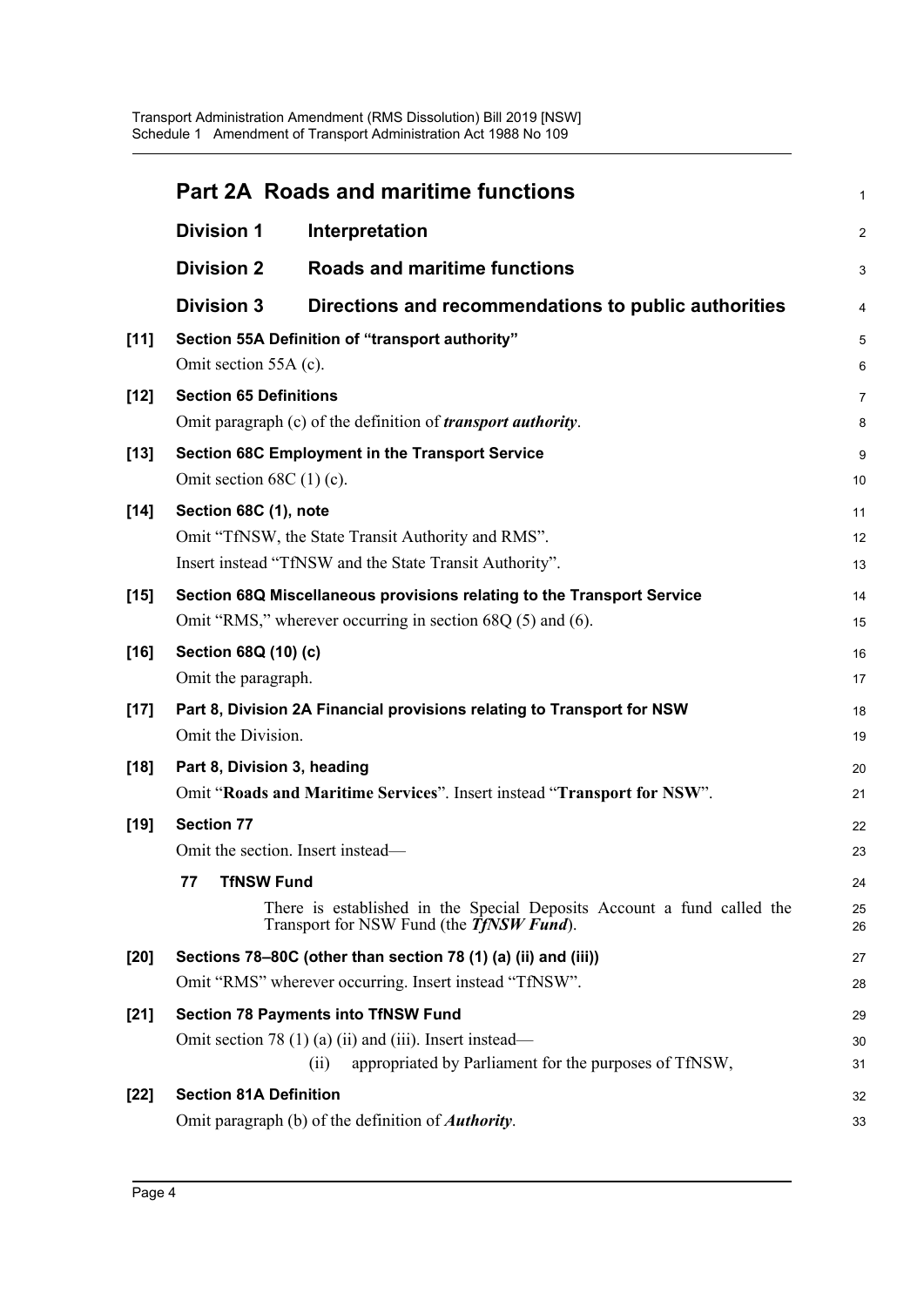## Part 2A Roads and maritime functions

### Division 1 Interpretation

### Division 2 Roads and maritime functions

### Division 3 Directions and recommendations to public authorities

**[11] Section 55A Definition of "transport authority"**

Omit section 55A (c).

**[12] Section 65 Definitions**

Omit paragraph (c) of the definition of ***transport authority***.

**[13] Section 68C Employment in the Transport Service**

Omit section 68C (1) (c).

**[14] Section 68C (1), note**

Omit "TfNSW, the State Transit Authority and RMS".

Insert instead "TfNSW and the State Transit Authority".

**[15] Section 68Q Miscellaneous provisions relating to the Transport Service**

Omit "RMS," wherever occurring in section 68Q (5) and (6).

**[16] Section 68Q (10) (c)**

Omit the paragraph.

**[17] Part 8, Division 2A Financial provisions relating to Transport for NSW**

Omit the Division.

**[18] Part 8, Division 3, heading**

Omit "**Roads and Maritime Services**". Insert instead "**Transport for NSW**".

**[19] Section 77**

Omit the section. Insert instead—

**77 TfNSW Fund**

There is established in the Special Deposits Account a fund called the Transport for NSW Fund (the ***TfNSW Fund***).

**[20] Sections 78–80C (other than section 78 (1) (a) (ii) and (iii))**

Omit "RMS" wherever occurring. Insert instead "TfNSW".

**[21] Section 78 Payments into TfNSW Fund**

Omit section 78 (1) (a) (ii) and (iii). Insert instead—

(ii) appropriated by Parliament for the purposes of TfNSW,

**[22] Section 81A Definition**

Omit paragraph (b) of the definition of ***Authority***.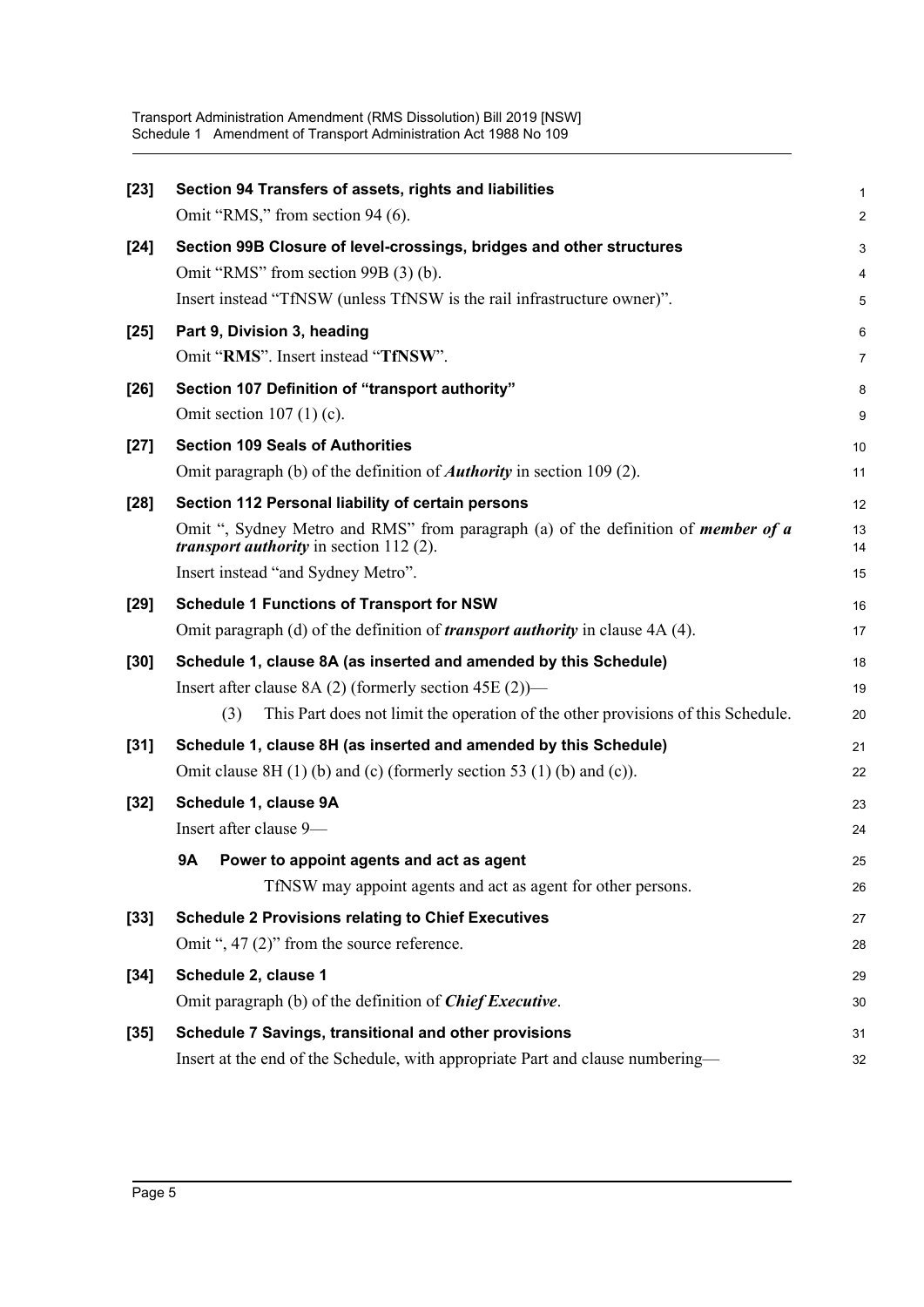**[23] Section 94 Transfers of assets, rights and liabilities**

Omit "RMS," from section 94 (6).

**[24] Section 99B Closure of level-crossings, bridges and other structures**

Omit "RMS" from section 99B (3) (b).

Insert instead "TfNSW (unless TfNSW is the rail infrastructure owner)".

**[25] Part 9, Division 3, heading**

Omit "**RMS**". Insert instead "**TfNSW**".

**[26] Section 107 Definition of "transport authority"**

Omit section 107 (1) (c).

**[27] Section 109 Seals of Authorities**

Omit paragraph (b) of the definition of ***Authority*** in section 109 (2).

**[28] Section 112 Personal liability of certain persons**

Omit ", Sydney Metro and RMS" from paragraph (a) of the definition of ***member of a transport authority*** in section 112 (2).

Insert instead "and Sydney Metro".

**[29] Schedule 1 Functions of Transport for NSW**

Omit paragraph (d) of the definition of ***transport authority*** in clause 4A (4).

**[30] Schedule 1, clause 8A (as inserted and amended by this Schedule)**

Insert after clause 8A (2) (formerly section 45E (2))—

(3) This Part does not limit the operation of the other provisions of this Schedule.

**[31] Schedule 1, clause 8H (as inserted and amended by this Schedule)**

Omit clause 8H (1) (b) and (c) (formerly section 53 (1) (b) and (c)).

**[32] Schedule 1, clause 9A**

Insert after clause 9—

**9A Power to appoint agents and act as agent**

TfNSW may appoint agents and act as agent for other persons.

**[33] Schedule 2 Provisions relating to Chief Executives**

Omit ", 47 (2)" from the source reference.

**[34] Schedule 2, clause 1**

Omit paragraph (b) of the definition of ***Chief Executive***.

**[35] Schedule 7 Savings, transitional and other provisions**

Insert at the end of the Schedule, with appropriate Part and clause numbering—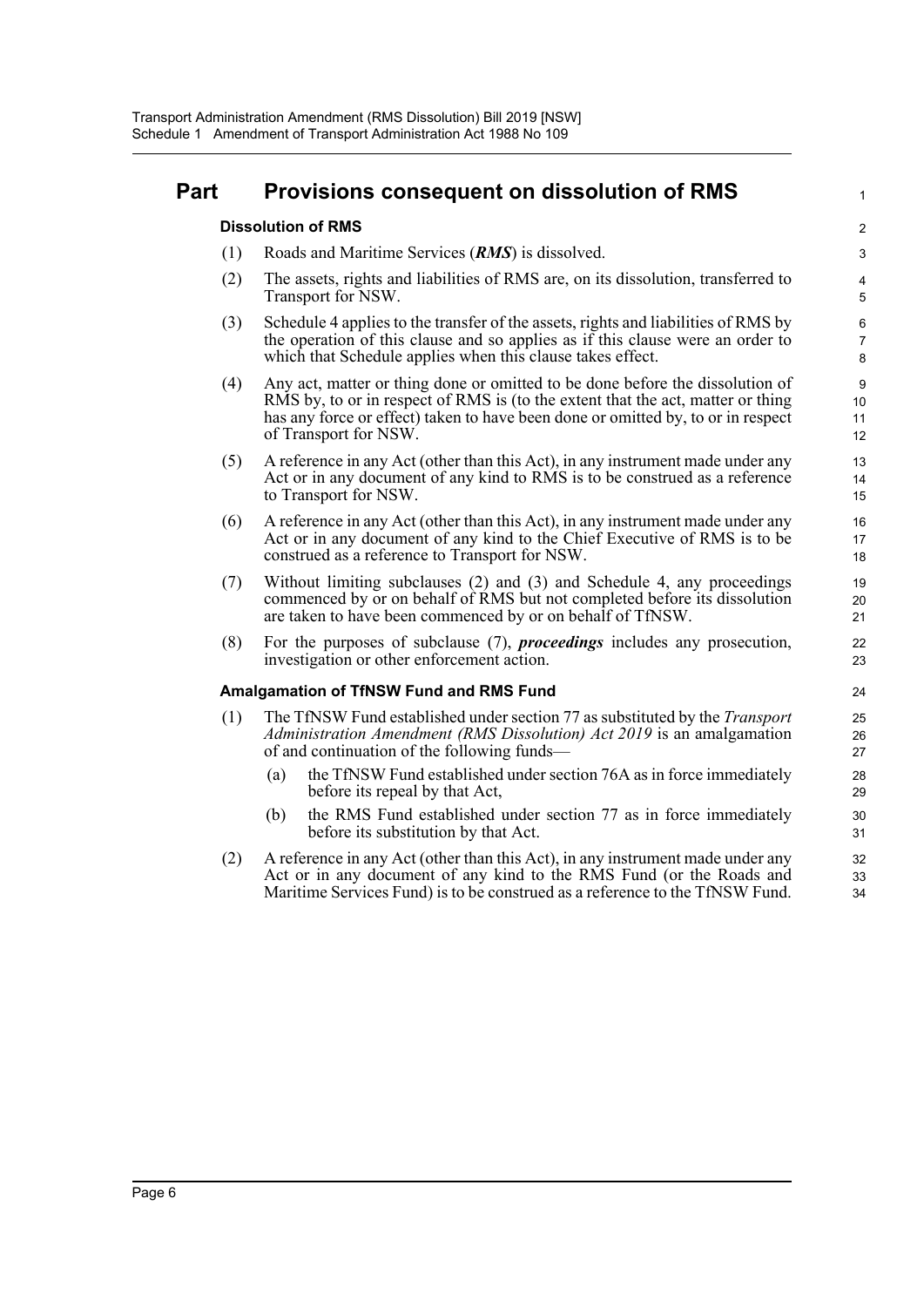# Part Provisions consequent on dissolution of RMS

### Dissolution of RMS

(1) Roads and Maritime Services (***RMS***) is dissolved.

(2) The assets, rights and liabilities of RMS are, on its dissolution, transferred to Transport for NSW.

(3) Schedule 4 applies to the transfer of the assets, rights and liabilities of RMS by the operation of this clause and so applies as if this clause were an order to which that Schedule applies when this clause takes effect.

(4) Any act, matter or thing done or omitted to be done before the dissolution of RMS by, to or in respect of RMS is (to the extent that the act, matter or thing has any force or effect) taken to have been done or omitted by, to or in respect of Transport for NSW.

(5) A reference in any Act (other than this Act), in any instrument made under any Act or in any document of any kind to RMS is to be construed as a reference to Transport for NSW.

(6) A reference in any Act (other than this Act), in any instrument made under any Act or in any document of any kind to the Chief Executive of RMS is to be construed as a reference to Transport for NSW.

(7) Without limiting subclauses (2) and (3) and Schedule 4, any proceedings commenced by or on behalf of RMS but not completed before its dissolution are taken to have been commenced by or on behalf of TfNSW.

(8) For the purposes of subclause (7), ***proceedings*** includes any prosecution, investigation or other enforcement action.

### Amalgamation of TfNSW Fund and RMS Fund

(1) The TfNSW Fund established under section 77 as substituted by the *Transport Administration Amendment (RMS Dissolution) Act 2019* is an amalgamation of and continuation of the following funds—

- (a) the TfNSW Fund established under section 76A as in force immediately before its repeal by that Act,
- (b) the RMS Fund established under section 77 as in force immediately before its substitution by that Act.

(2) A reference in any Act (other than this Act), in any instrument made under any Act or in any document of any kind to the RMS Fund (or the Roads and Maritime Services Fund) is to be construed as a reference to the TfNSW Fund.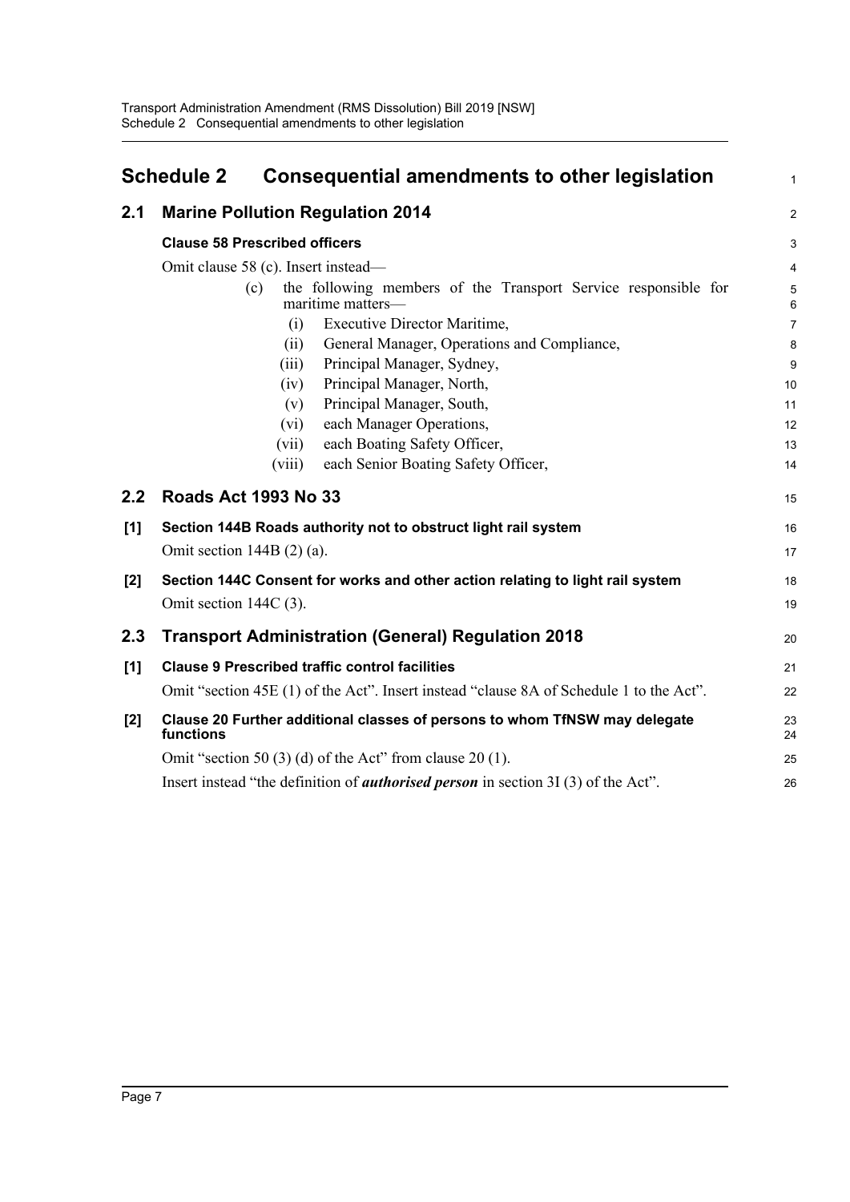# Schedule 2 Consequential amendments to other legislation

## 2.1 Marine Pollution Regulation 2014

### Clause 58 Prescribed officers

Omit clause 58 (c). Insert instead—

(c) the following members of the Transport Service responsible for maritime matters—

(i) Executive Director Maritime,

(ii) General Manager, Operations and Compliance,

(iii) Principal Manager, Sydney,

(iv) Principal Manager, North,

(v) Principal Manager, South,

(vi) each Manager Operations,

(vii) each Boating Safety Officer,

(viii) each Senior Boating Safety Officer,

## 2.2 Roads Act 1993 No 33

### [1] Section 144B Roads authority not to obstruct light rail system

Omit section 144B (2) (a).

### [2] Section 144C Consent for works and other action relating to light rail system

Omit section 144C (3).

## 2.3 Transport Administration (General) Regulation 2018

### [1] Clause 9 Prescribed traffic control facilities

Omit "section 45E (1) of the Act". Insert instead "clause 8A of Schedule 1 to the Act".

### [2] Clause 20 Further additional classes of persons to whom TfNSW may delegate functions

Omit "section 50 (3) (d) of the Act" from clause 20 (1).

Insert instead "the definition of ***authorised person*** in section 3I (3) of the Act".